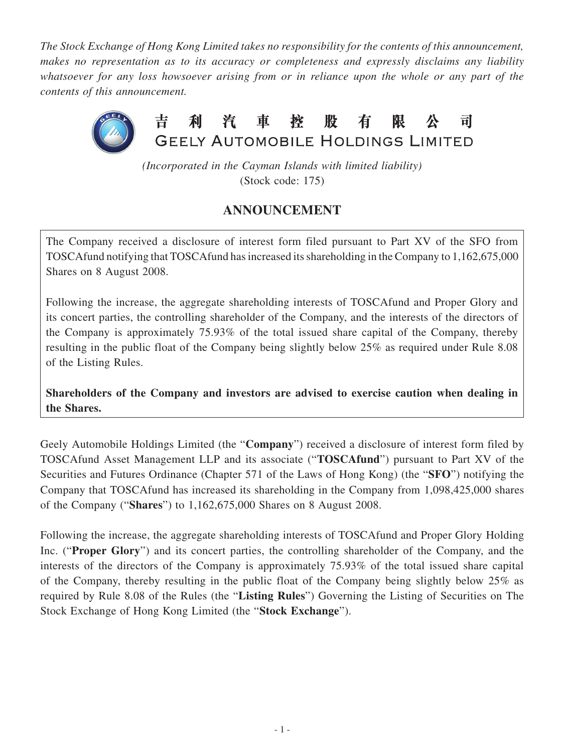*The Stock Exchange of Hong Kong Limited takes no responsibility for the contents of this announcement, makes no representation as to its accuracy or completeness and expressly disclaims any liability whatsoever for any loss howsoever arising from or in reliance upon the whole or any part of the contents of this announcement.*

# 吉利汽車控股有限公司
# GEELY AUTOMOBILE HOLDINGS LIMITED

*(Incorporated in the Cayman Islands with limited liability)*
(Stock code: 175)

## ANNOUNCEMENT

The Company received a disclosure of interest form filed pursuant to Part XV of the SFO from TOSCAfund notifying that TOSCAfund has increased its shareholding in the Company to 1,162,675,000 Shares on 8 August 2008.

Following the increase, the aggregate shareholding interests of TOSCAfund and Proper Glory and its concert parties, the controlling shareholder of the Company, and the interests of the directors of the Company is approximately 75.93% of the total issued share capital of the Company, thereby resulting in the public float of the Company being slightly below 25% as required under Rule 8.08 of the Listing Rules.

**Shareholders of the Company and investors are advised to exercise caution when dealing in the Shares.**

Geely Automobile Holdings Limited (the "**Company**") received a disclosure of interest form filed by TOSCAfund Asset Management LLP and its associate ("**TOSCAfund**") pursuant to Part XV of the Securities and Futures Ordinance (Chapter 571 of the Laws of Hong Kong) (the "**SFO**") notifying the Company that TOSCAfund has increased its shareholding in the Company from 1,098,425,000 shares of the Company ("**Shares**") to 1,162,675,000 Shares on 8 August 2008.

Following the increase, the aggregate shareholding interests of TOSCAfund and Proper Glory Holding Inc. ("**Proper Glory**") and its concert parties, the controlling shareholder of the Company, and the interests of the directors of the Company is approximately 75.93% of the total issued share capital of the Company, thereby resulting in the public float of the Company being slightly below 25% as required by Rule 8.08 of the Rules (the "**Listing Rules**") Governing the Listing of Securities on The Stock Exchange of Hong Kong Limited (the "**Stock Exchange**").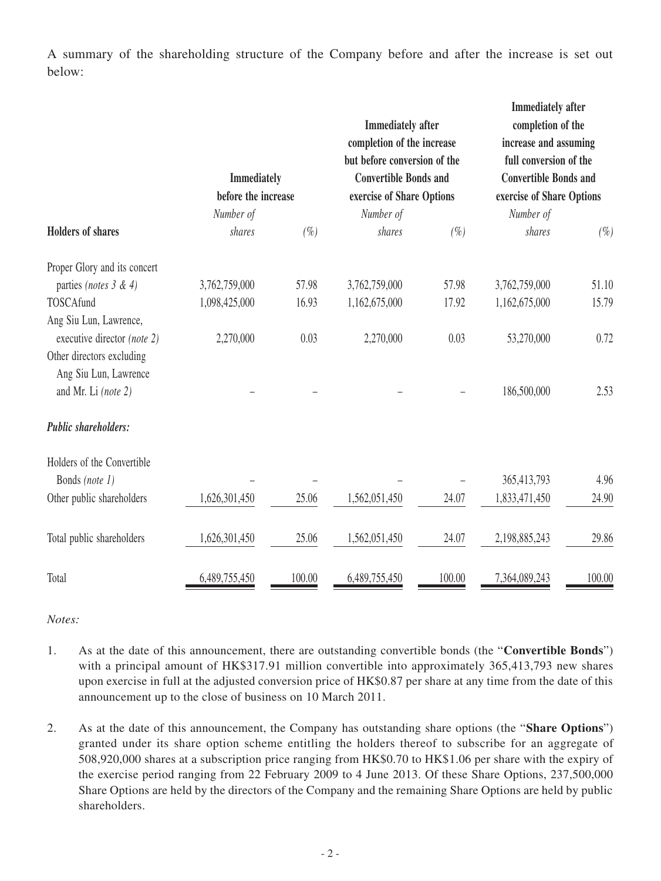A summary of the shareholding structure of the Company before and after the increase is set out below:

| Holders of shares | Immediately before the increase | | Immediately after completion of the increase but before conversion of the Convertible Bonds and exercise of Share Options | | Immediately after completion of the increase and assuming full conversion of the Convertible Bonds and exercise of Share Options | |
|---|---|---|---|---|---|---|
| | *Number of shares* | *(%)* | *Number of shares* | *(%)* | *Number of shares* | *(%)* |
| Proper Glory and its concert parties *(notes 3 & 4)* | 3,762,759,000 | 57.98 | 3,762,759,000 | 57.98 | 3,762,759,000 | 51.10 |
| TOSCAfund | 1,098,425,000 | 16.93 | 1,162,675,000 | 17.92 | 1,162,675,000 | 15.79 |
| Ang Siu Lun, Lawrence, executive director *(note 2)* | 2,270,000 | 0.03 | 2,270,000 | 0.03 | 53,270,000 | 0.72 |
| Other directors excluding Ang Siu Lun, Lawrence and Mr. Li *(note 2)* | – | – | – | – | 186,500,000 | 2.53 |
| ***Public shareholders:*** | | | | | | |
| Holders of the Convertible Bonds *(note 1)* | – | – | – | – | 365,413,793 | 4.96 |
| Other public shareholders | 1,626,301,450 | 25.06 | 1,562,051,450 | 24.07 | 1,833,471,450 | 24.90 |
| Total public shareholders | 1,626,301,450 | 25.06 | 1,562,051,450 | 24.07 | 2,198,885,243 | 29.86 |
| Total | 6,489,755,450 | 100.00 | 6,489,755,450 | 100.00 | 7,364,089,243 | 100.00 |

*Notes:*

1. As at the date of this announcement, there are outstanding convertible bonds (the "**Convertible Bonds**") with a principal amount of HK$317.91 million convertible into approximately 365,413,793 new shares upon exercise in full at the adjusted conversion price of HK$0.87 per share at any time from the date of this announcement up to the close of business on 10 March 2011.

2. As at the date of this announcement, the Company has outstanding share options (the "**Share Options**") granted under its share option scheme entitling the holders thereof to subscribe for an aggregate of 508,920,000 shares at a subscription price ranging from HK$0.70 to HK$1.06 per share with the expiry of the exercise period ranging from 22 February 2009 to 4 June 2013. Of these Share Options, 237,500,000 Share Options are held by the directors of the Company and the remaining Share Options are held by public shareholders.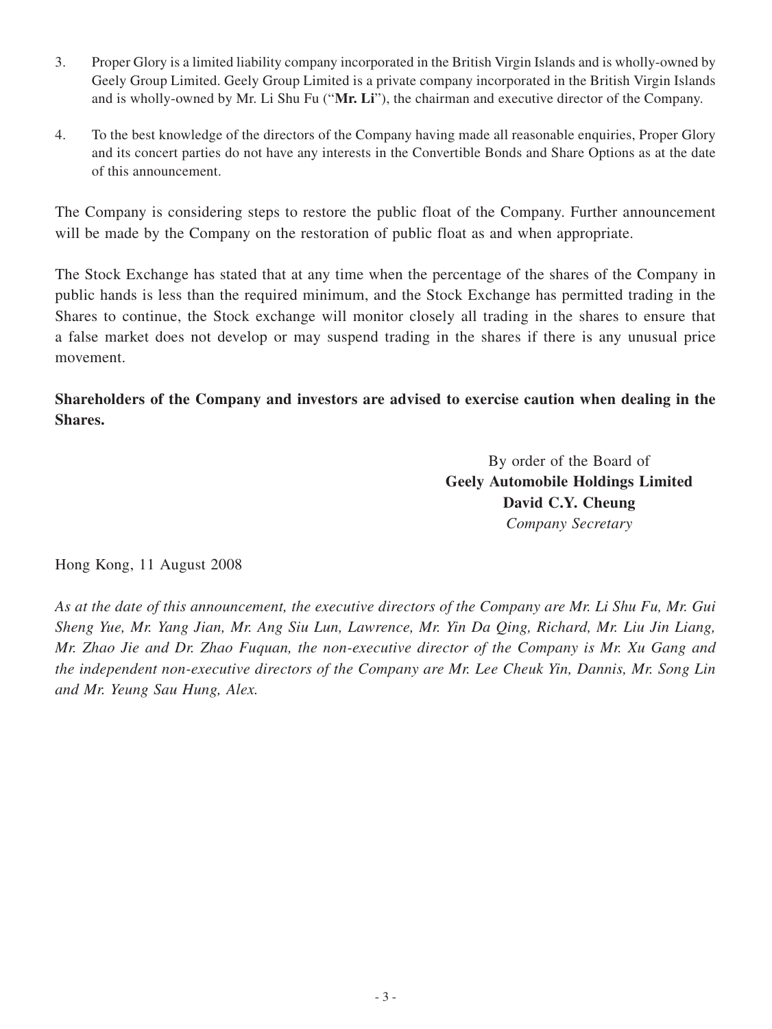3. Proper Glory is a limited liability company incorporated in the British Virgin Islands and is wholly-owned by Geely Group Limited. Geely Group Limited is a private company incorporated in the British Virgin Islands and is wholly-owned by Mr. Li Shu Fu ("**Mr. Li**"), the chairman and executive director of the Company.

4. To the best knowledge of the directors of the Company having made all reasonable enquiries, Proper Glory and its concert parties do not have any interests in the Convertible Bonds and Share Options as at the date of this announcement.

The Company is considering steps to restore the public float of the Company. Further announcement will be made by the Company on the restoration of public float as and when appropriate.

The Stock Exchange has stated that at any time when the percentage of the shares of the Company in public hands is less than the required minimum, and the Stock Exchange has permitted trading in the Shares to continue, the Stock exchange will monitor closely all trading in the shares to ensure that a false market does not develop or may suspend trading in the shares if there is any unusual price movement.

**Shareholders of the Company and investors are advised to exercise caution when dealing in the Shares.**

By order of the Board of
**Geely Automobile Holdings Limited**
**David C.Y. Cheung**
*Company Secretary*

Hong Kong, 11 August 2008

*As at the date of this announcement, the executive directors of the Company are Mr. Li Shu Fu, Mr. Gui Sheng Yue, Mr. Yang Jian, Mr. Ang Siu Lun, Lawrence, Mr. Yin Da Qing, Richard, Mr. Liu Jin Liang, Mr. Zhao Jie and Dr. Zhao Fuquan, the non-executive director of the Company is Mr. Xu Gang and the independent non-executive directors of the Company are Mr. Lee Cheuk Yin, Dannis, Mr. Song Lin and Mr. Yeung Sau Hung, Alex.*